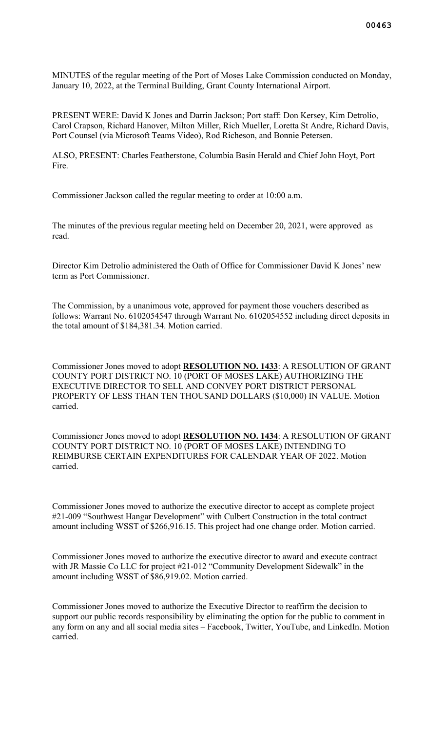MINUTES of the regular meeting of the Port of Moses Lake Commission conducted on Monday, January 10, 2022, at the Terminal Building, Grant County International Airport.

PRESENT WERE: David K Jones and Darrin Jackson; Port staff: Don Kersey, Kim Detrolio, Carol Crapson, Richard Hanover, Milton Miller, Rich Mueller, Loretta St Andre, Richard Davis, Port Counsel (via Microsoft Teams Video), Rod Richeson, and Bonnie Petersen.

ALSO, PRESENT: Charles Featherstone, Columbia Basin Herald and Chief John Hoyt, Port Fire.

Commissioner Jackson called the regular meeting to order at 10:00 a.m.

The minutes of the previous regular meeting held on December 20, 2021, were approved as read.

Director Kim Detrolio administered the Oath of Office for Commissioner David K Jones' new term as Port Commissioner.

The Commission, by a unanimous vote, approved for payment those vouchers described as follows: Warrant No. 6102054547 through Warrant No. 6102054552 including direct deposits in the total amount of $184,381.34. Motion carried.

Commissioner Jones moved to adopt **RESOLUTION NO. 1433**: A RESOLUTION OF GRANT COUNTY PORT DISTRICT NO. 10 (PORT OF MOSES LAKE) AUTHORIZING THE EXECUTIVE DIRECTOR TO SELL AND CONVEY PORT DISTRICT PERSONAL PROPERTY OF LESS THAN TEN THOUSAND DOLLARS ($10,000) IN VALUE. Motion carried.

Commissioner Jones moved to adopt **RESOLUTION NO. 1434**: A RESOLUTION OF GRANT COUNTY PORT DISTRICT NO. 10 (PORT OF MOSES LAKE) INTENDING TO REIMBURSE CERTAIN EXPENDITURES FOR CALENDAR YEAR OF 2022. Motion carried.

Commissioner Jones moved to authorize the executive director to accept as complete project #21-009 "Southwest Hangar Development" with Culbert Construction in the total contract amount including WSST of $266,916.15. This project had one change order. Motion carried.

Commissioner Jones moved to authorize the executive director to award and execute contract with JR Massie Co LLC for project #21-012 "Community Development Sidewalk" in the amount including WSST of $86,919.02. Motion carried.

Commissioner Jones moved to authorize the Executive Director to reaffirm the decision to support our public records responsibility by eliminating the option for the public to comment in any form on any and all social media sites – Facebook, Twitter, YouTube, and LinkedIn. Motion carried.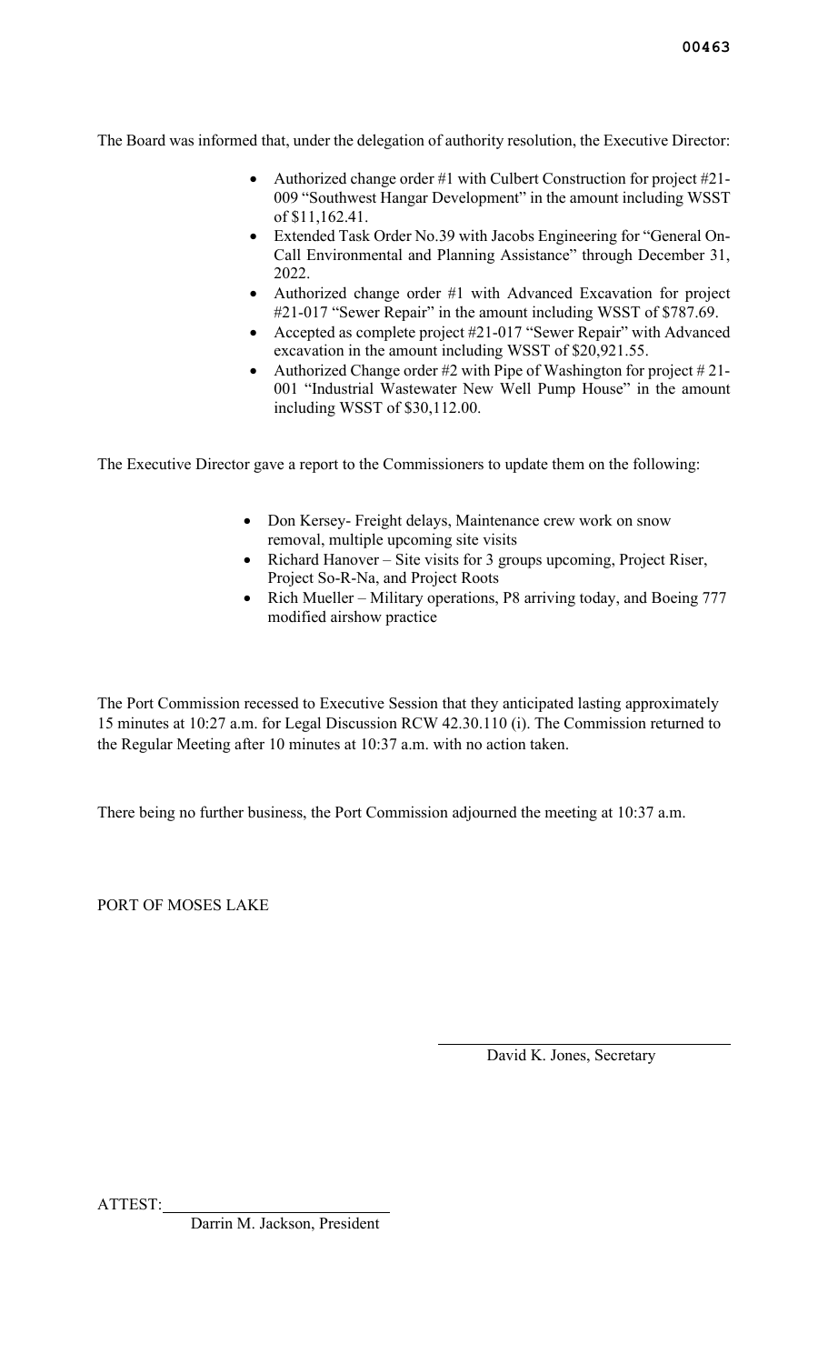The Board was informed that, under the delegation of authority resolution, the Executive Director:

- Authorized change order #1 with Culbert Construction for project #21-009 "Southwest Hangar Development" in the amount including WSST of $11,162.41.
- Extended Task Order No.39 with Jacobs Engineering for "General On-Call Environmental and Planning Assistance" through December 31, 2022.
- Authorized change order #1 with Advanced Excavation for project #21-017 "Sewer Repair" in the amount including WSST of $787.69.
- Accepted as complete project #21-017 "Sewer Repair" with Advanced excavation in the amount including WSST of $20,921.55.
- Authorized Change order #2 with Pipe of Washington for project # 21-001 "Industrial Wastewater New Well Pump House" in the amount including WSST of $30,112.00.

The Executive Director gave a report to the Commissioners to update them on the following:

- Don Kersey- Freight delays, Maintenance crew work on snow removal, multiple upcoming site visits
- Richard Hanover – Site visits for 3 groups upcoming, Project Riser, Project So-R-Na, and Project Roots
- Rich Mueller – Military operations, P8 arriving today, and Boeing 777 modified airshow practice

The Port Commission recessed to Executive Session that they anticipated lasting approximately 15 minutes at 10:27 a.m. for Legal Discussion RCW 42.30.110 (i). The Commission returned to the Regular Meeting after 10 minutes at 10:37 a.m. with no action taken.

There being no further business, the Port Commission adjourned the meeting at 10:37 a.m.

PORT OF MOSES LAKE

David K. Jones, Secretary

ATTEST:

Darrin M. Jackson, President